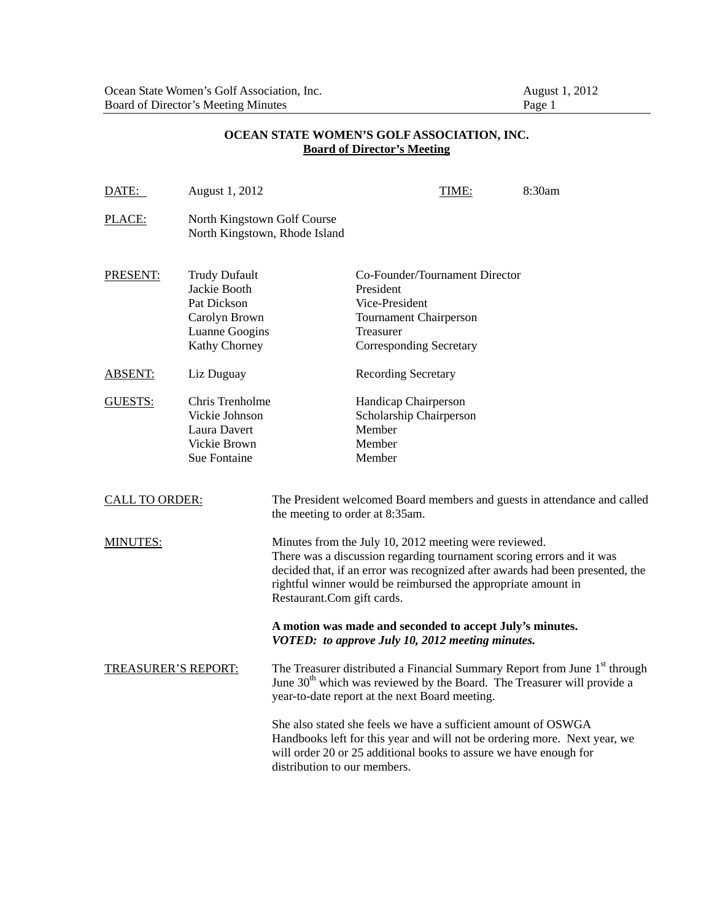# OCEAN STATE WOMEN'S GOLF ASSOCIATION, INC.

## Board of Director's Meeting

| | | | |
|---|---|---|---|
| DATE: | August 1, 2012 | TIME: | 8:30am |
| PLACE: | North Kingstown Golf Course<br>North Kingstown, Rhode Island | | |

| | | |
|---|---|---|
| PRESENT: | Trudy Dufault | Co-Founder/Tournament Director |
| | Jackie Booth | President |
| | Pat Dickson | Vice-President |
| | Carolyn Brown | Tournament Chairperson |
| | Luanne Googins | Treasurer |
| | Kathy Chorney | Corresponding Secretary |
| ABSENT: | Liz Duguay | Recording Secretary |
| GUESTS: | Chris Trenholme | Handicap Chairperson |
| | Vickie Johnson | Scholarship Chairperson |
| | Laura Davert | Member |
| | Vickie Brown | Member |
| | Sue Fontaine | Member |

**CALL TO ORDER:**

The President welcomed Board members and guests in attendance and called the meeting to order at 8:35am.

**MINUTES:**

Minutes from the July 10, 2012 meeting were reviewed.
There was a discussion regarding tournament scoring errors and it was decided that, if an error was recognized after awards had been presented, the rightful winner would be reimbursed the appropriate amount in Restaurant.Com gift cards.

**A motion was made and seconded to accept July's minutes.**
***VOTED: to approve July 10, 2012 meeting minutes.***

**TREASURER'S REPORT:**

The Treasurer distributed a Financial Summary Report from June 1st through June 30th which was reviewed by the Board. The Treasurer will provide a year-to-date report at the next Board meeting.

She also stated she feels we have a sufficient amount of OSWGA Handbooks left for this year and will not be ordering more. Next year, we will order 20 or 25 additional books to assure we have enough for distribution to our members.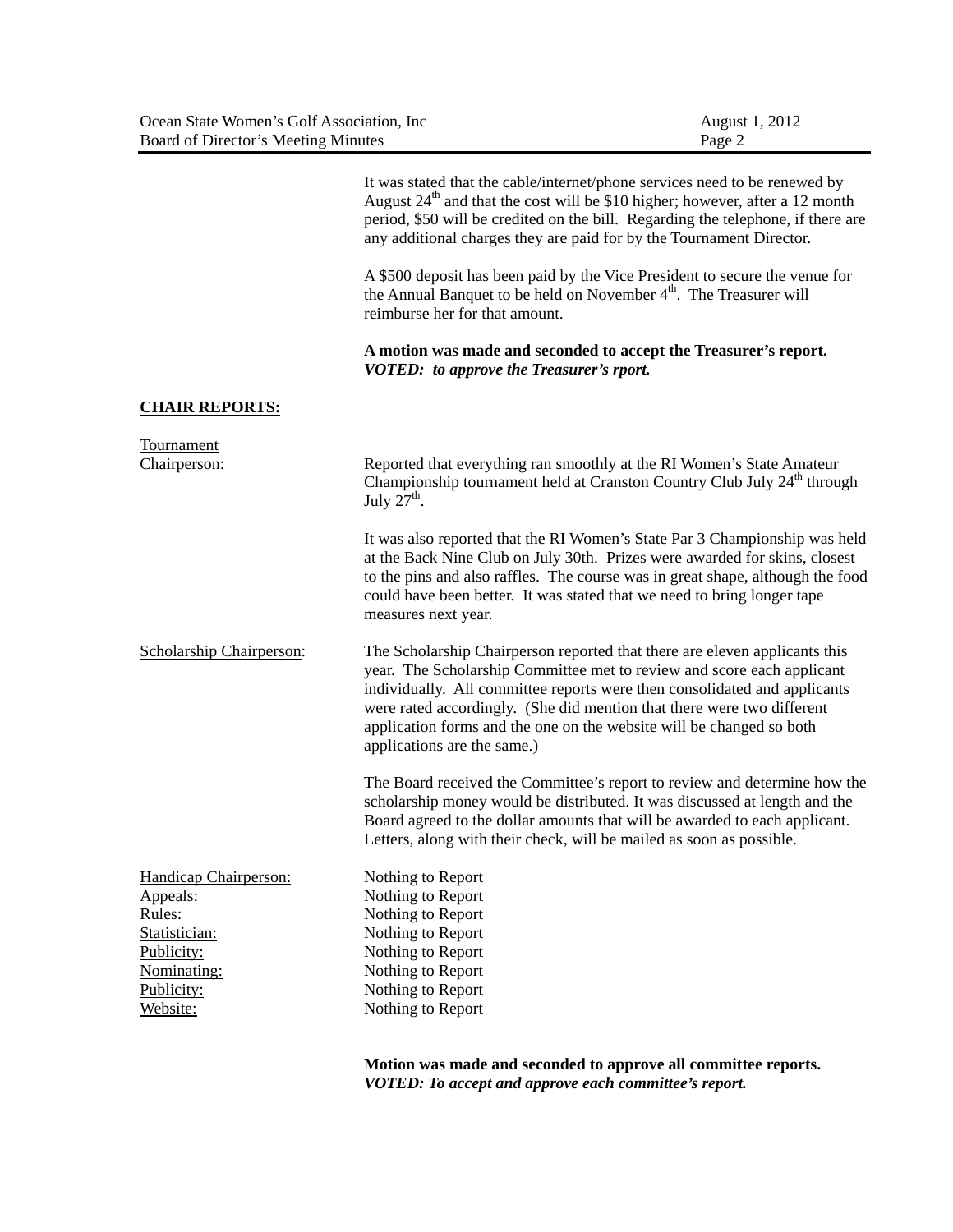It was stated that the cable/internet/phone services need to be renewed by August 24th and that the cost will be $10 higher; however, after a 12 month period, $50 will be credited on the bill. Regarding the telephone, if there are any additional charges they are paid for by the Tournament Director.

A $500 deposit has been paid by the Vice President to secure the venue for the Annual Banquet to be held on November 4th. The Treasurer will reimburse her for that amount.

**A motion was made and seconded to accept the Treasurer's report.**
***VOTED: to approve the Treasurer's rport.***

## CHAIR REPORTS:

Tournament Chairperson: Reported that everything ran smoothly at the RI Women's State Amateur Championship tournament held at Cranston Country Club July 24th through July 27th.

It was also reported that the RI Women's State Par 3 Championship was held at the Back Nine Club on July 30th. Prizes were awarded for skins, closest to the pins and also raffles. The course was in great shape, although the food could have been better. It was stated that we need to bring longer tape measures next year.

Scholarship Chairperson: The Scholarship Chairperson reported that there are eleven applicants this year. The Scholarship Committee met to review and score each applicant individually. All committee reports were then consolidated and applicants were rated accordingly. (She did mention that there were two different application forms and the one on the website will be changed so both applications are the same.)

The Board received the Committee's report to review and determine how the scholarship money would be distributed. It was discussed at length and the Board agreed to the dollar amounts that will be awarded to each applicant. Letters, along with their check, will be mailed as soon as possible.

Handicap Chairperson: Nothing to Report
Appeals: Nothing to Report
Rules: Nothing to Report
Statistician: Nothing to Report
Publicity: Nothing to Report
Nominating: Nothing to Report
Publicity: Nothing to Report
Website: Nothing to Report

**Motion was made and seconded to approve all committee reports.**
***VOTED: To accept and approve each committee's report.***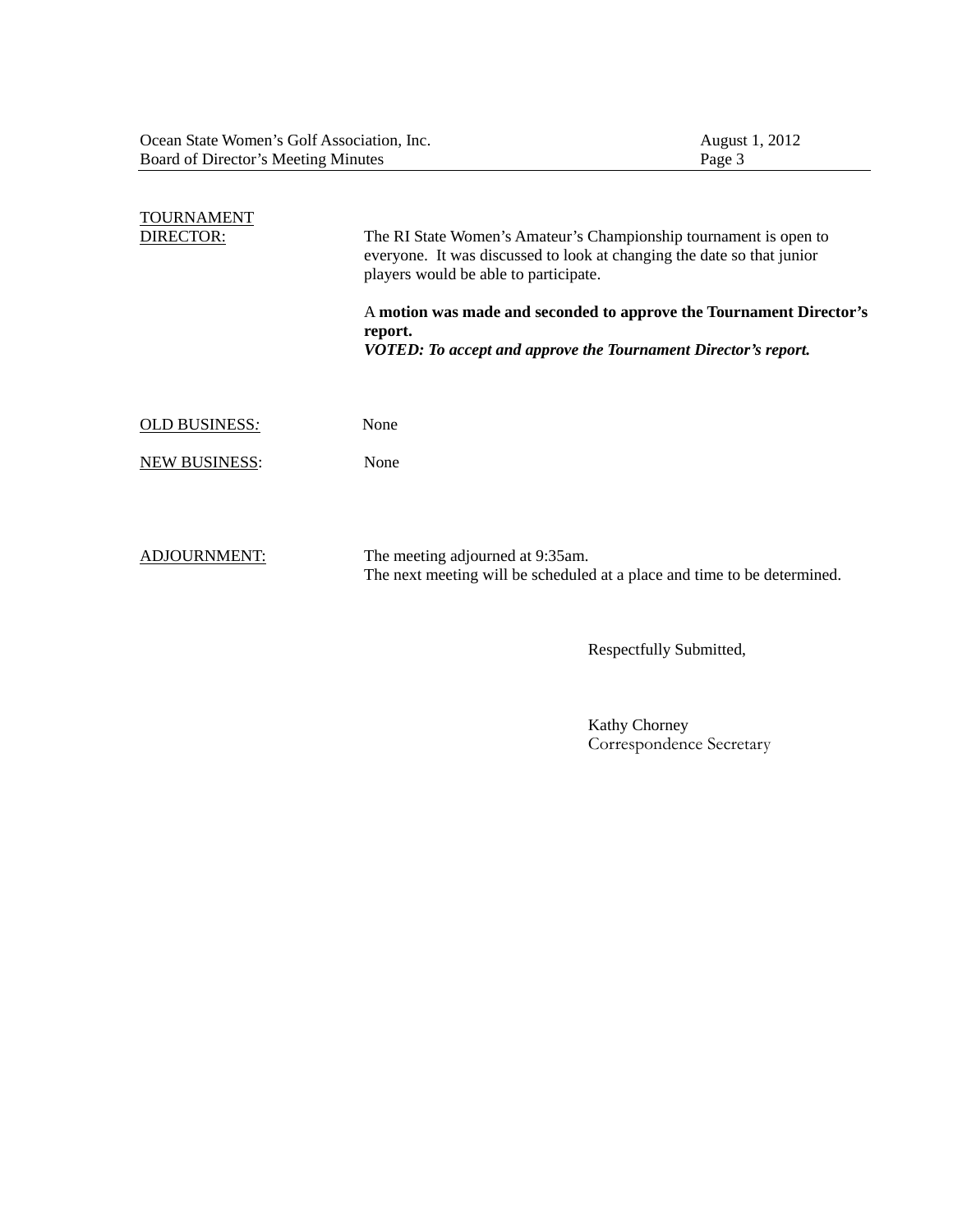**TOURNAMENT DIRECTOR:**

The RI State Women's Amateur's Championship tournament is open to everyone. It was discussed to look at changing the date so that junior players would be able to participate.

A **motion was made and seconded to approve the Tournament Director's report.**
***VOTED: To accept and approve the Tournament Director's report.***

**OLD BUSINESS:** None

**NEW BUSINESS:** None

**ADJOURNMENT:** The meeting adjourned at 9:35am.
The next meeting will be scheduled at a place and time to be determined.

Respectfully Submitted,

Kathy Chorney
Correspondence Secretary